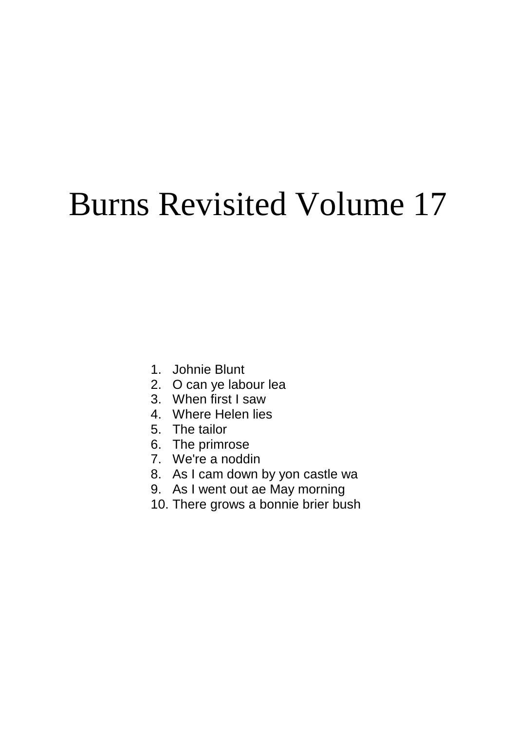# Burns Revisited Volume 17

1. Johnie Blunt
2. O can ye labour lea
3. When first I saw
4. Where Helen lies
5. The tailor
6. The primrose
7. We're a noddin
8. As I cam down by yon castle wa
9. As I went out ae May morning
10. There grows a bonnie brier bush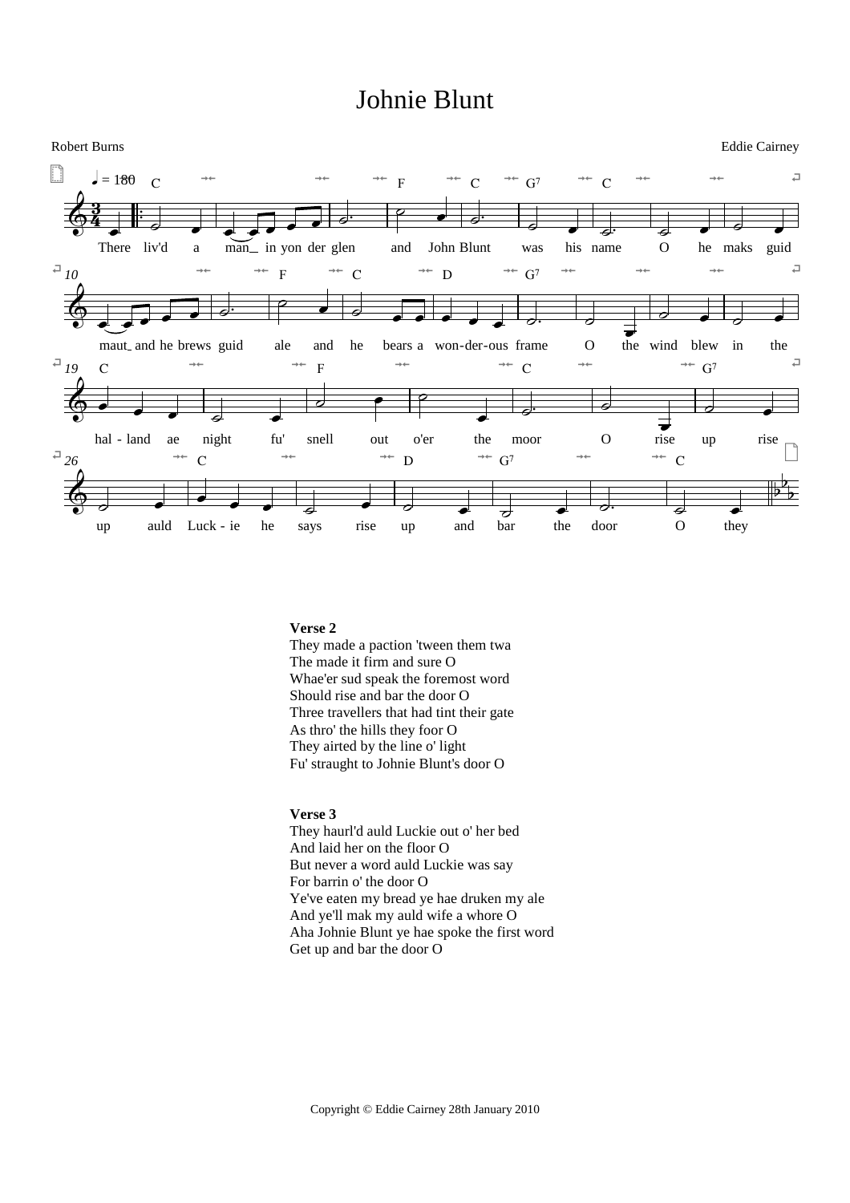# Johnie Blunt

Robert Burns

Eddie Cairney

**Verse 2**
They made a paction 'tween them twa
The made it firm and sure O
Whae'er sud speak the foremost word
Should rise and bar the door O
Three travellers that had tint their gate
As thro' the hills they foor O
They airted by the line o' light
Fu' straught to Johnie Blunt's door O

**Verse 3**
They haurl'd auld Luckie out o' her bed
And laid her on the floor O
But never a word auld Luckie was say
For barrin o' the door O
Ye've eaten my bread ye hae druken my ale
And ye'll mak my auld wife a whore O
Aha Johnie Blunt ye hae spoke the first word
Get up and bar the door O

Copyright © Eddie Cairney 28th January 2010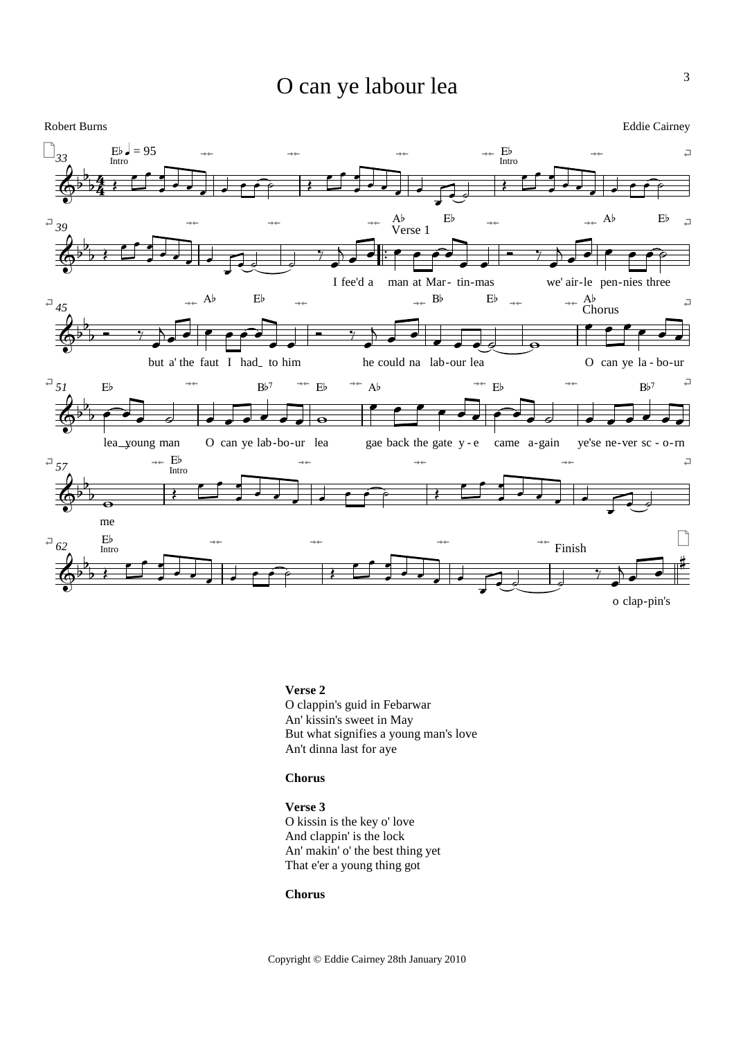# O can ye labour lea

Robert Burns

Eddie Cairney

**Verse 2**
O clappin's guid in Febarwar
An' kissin's sweet in May
But what signifies a young man's love
An't dinna last for aye

**Chorus**

**Verse 3**
O kissin is the key o' love
And clappin' is the lock
An' makin' o' the best thing yet
That e'er a young thing got

**Chorus**

Copyright © Eddie Cairney 28th January 2010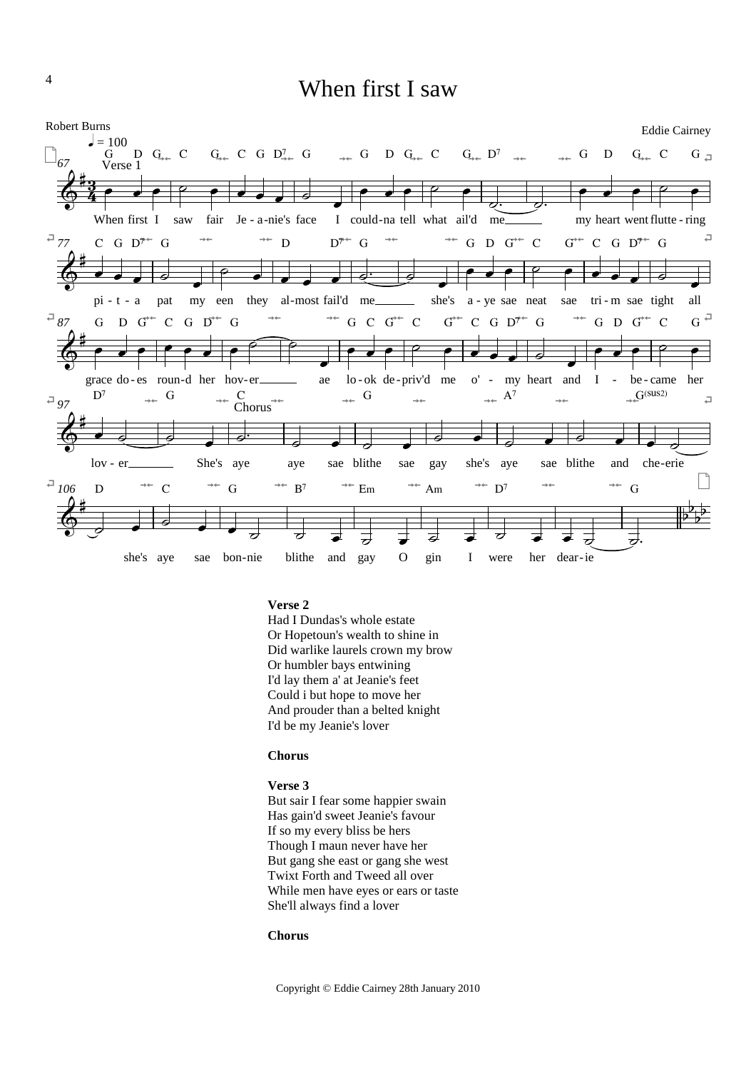# When first I saw

Robert Burns

Eddie Cairney

**Verse 2**
Had I Dundas's whole estate
Or Hopetoun's wealth to shine in
Did warlike laurels crown my brow
Or humbler bays entwining
I'd lay them a' at Jeanie's feet
Could i but hope to move her
And prouder than a belted knight
I'd be my Jeanie's lover

**Chorus**

**Verse 3**
But sair I fear some happier swain
Has gain'd sweet Jeanie's favour
If so my every bliss be hers
Though I maun never have her
But gang she east or gang she west
Twixt Forth and Tweed all over
While men have eyes or ears or taste
She'll always find a lover

**Chorus**

Copyright © Eddie Cairney 28th January 2010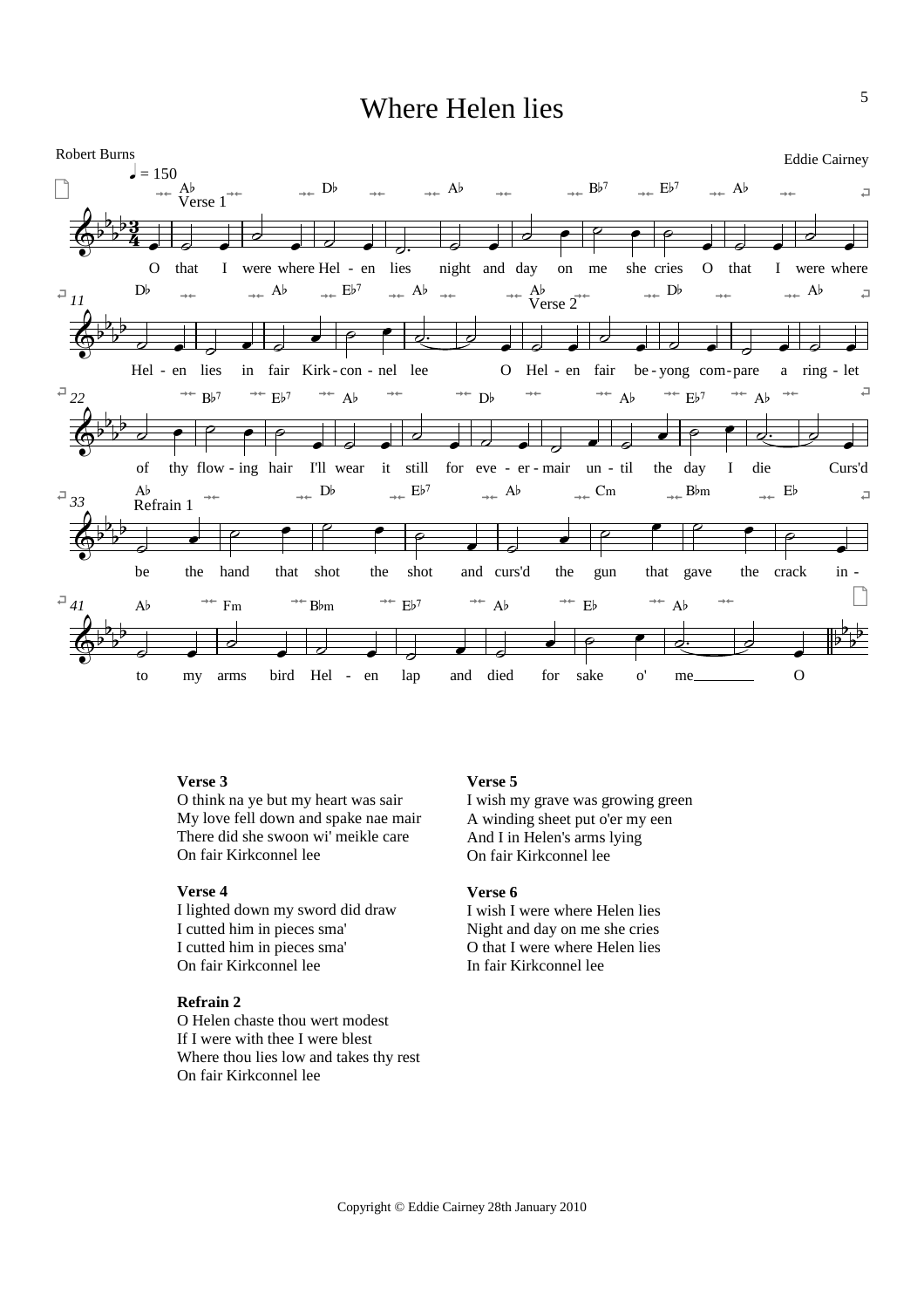# Where Helen lies

Robert Burns

Eddie Cairney

**Verse 1**

O that I were where Helen lies night and day on me she cries O that I were where Helen lies in fair Kirkconnel lee

**Verse 2**

O Helen fair beyong compare a ringlet of thy flowing hair I'll wear it still for evermair until the day I die

**Refrain 1**

Curs'd be the hand that shot the shot and curs'd the gun that gave the crack into my arms bird Helen lap and died for sake o' me

**Verse 3**
O think na ye but my heart was sair
My love fell down and spake nae mair
There did she swoon wi' meikle care
On fair Kirkconnel lee

**Verse 4**
I lighted down my sword did draw
I cutted him in pieces sma'
I cutted him in pieces sma'
On fair Kirkconnel lee

**Refrain 2**
O Helen chaste thou wert modest
If I were with thee I were blest
Where thou lies low and takes thy rest
On fair Kirkconnel lee

**Verse 5**
I wish my grave was growing green
A winding sheet put o'er my een
And I in Helen's arms lying
On fair Kirkconnel lee

**Verse 6**
I wish I were where Helen lies
Night and day on me she cries
O that I were where Helen lies
In fair Kirkconnel lee

Copyright © Eddie Cairney 28th January 2010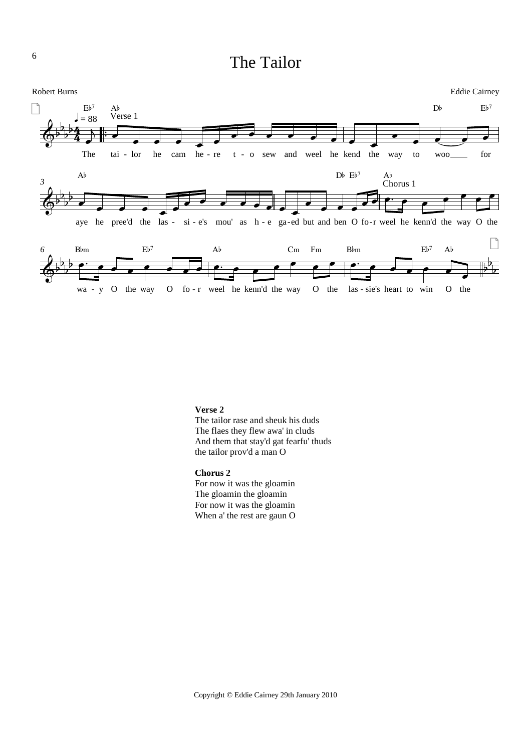# The Tailor

Robert Burns

Eddie Cairney

**Verse 2**
The tailor rase and sheuk his duds
The flaes they flew awa' in cluds
And them that stay'd gat fearfu' thuds
the tailor prov'd a man O

**Chorus 2**
For now it was the gloamin
The gloamin the gloamin
For now it was the gloamin
When a' the rest are gaun O

Copyright © Eddie Cairney 29th January 2010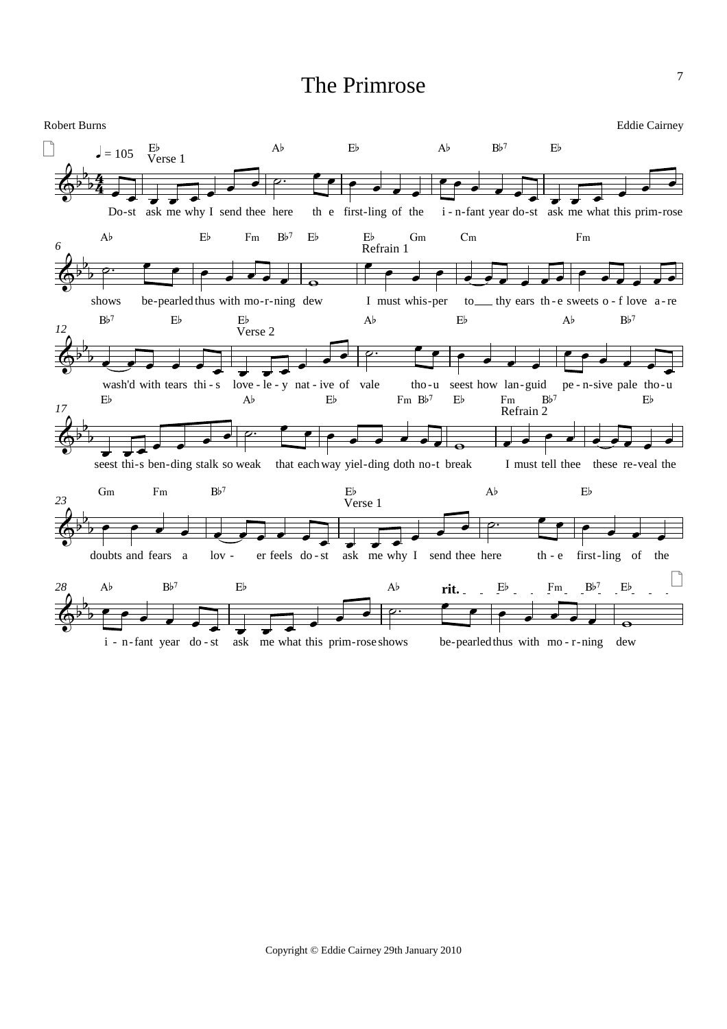# The Primrose

Robert Burns

Eddie Cairney

♩ = 105

**Verse 1**

Do-st ask me why I send thee here th e first-ling of the i - n-fant year do-st ask me what this prim-rose shows be-pearled thus with mo-r-ning dew

**Refrain 1**

I must whis-per to thy ears th-e sweets o - f love a-re wash'd with tears thi - s love - le - y nat - ive of vale

**Verse 2**

tho-u seest how lan-guid pe - n-sive pale tho-u seest thi-s ben-ding stalk so weak that each way yiel-ding doth no-t break

**Refrain 2**

I must tell thee these re-veal the doubts and fears a lov - er feels

**Verse 1**

do - st ask me why I send thee here th - e first-ling of the i - n-fant year do - st ask me what this prim-rose shows be-pearled thus with mo - r-ning dew

Copyright © Eddie Cairney 29th January 2010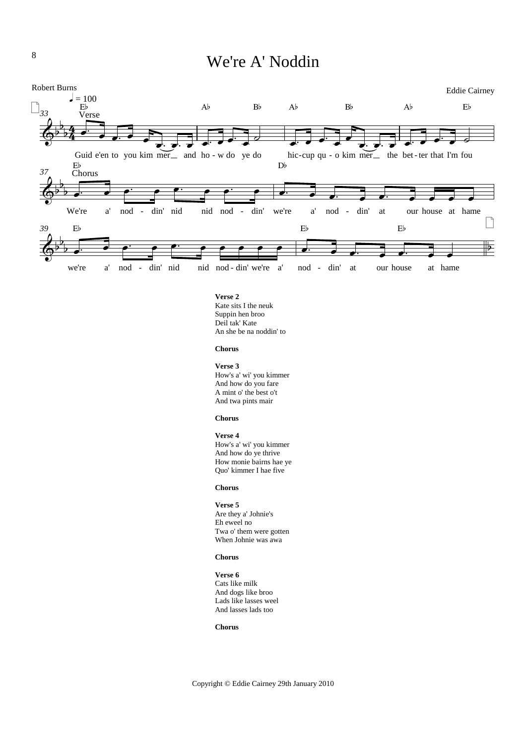# We're A' Noddin

Robert Burns

Eddie Cairney

♩ = 100

**Verse**

Guid e'en to you kim mer and ho - w do ye do hic-cup qu - o kim mer the bet - ter that I'm fou

**Chorus**

We're a' nod - din' nid nid nod - din' we're a' nod - din' at our house at hame

we're a' nod - din' nid nid nod - din' we're a' nod - din' at our house at hame

**Verse 2**
Kate sits I the neuk
Suppin hen broo
Deil tak' Kate
An she be na noddin' to

**Chorus**

**Verse 3**
How's a' wi' you kimmer
And how do you fare
A mint o' the best o't
And twa pints mair

**Chorus**

**Verse 4**
How's a' wi' you kimmer
And how do ye thrive
How monie bairns hae ye
Quo' kimmer I hae five

**Chorus**

**Verse 5**
Are they a' Johnie's
Eh eweel no
Twa o' them were gotten
When Johnie was awa

**Chorus**

**Verse 6**
Cats like milk
And dogs like broo
Lads like lasses weel
And lasses lads too

**Chorus**

Copyright © Eddie Cairney 29th January 2010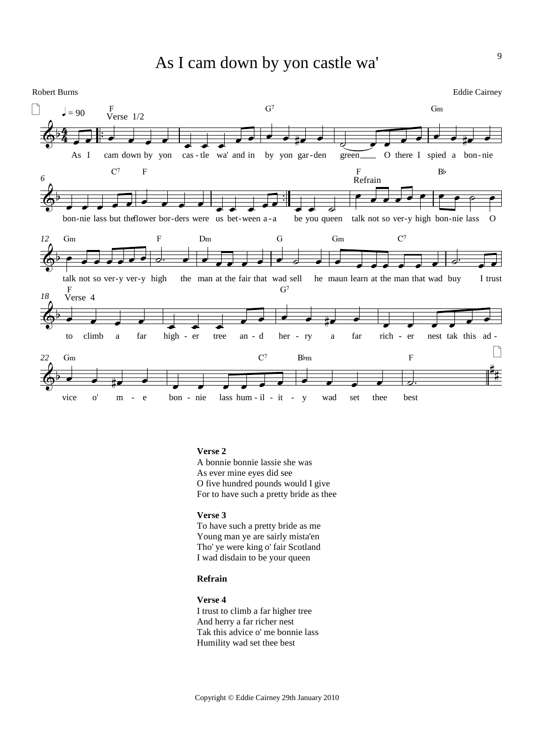# As I cam down by yon castle wa'

Robert Burns

Eddie Cairney

**Verse 2**
A bonnie bonnie lassie she was
As ever mine eyes did see
O five hundred pounds would I give
For to have such a pretty bride as thee

**Verse 3**
To have such a pretty bride as me
Young man ye are sairly mista'en
Tho' ye were king o' fair Scotland
I wad disdain to be your queen

**Refrain**

**Verse 4**
I trust to climb a far higher tree
And herry a far richer nest
Tak this advice o' me bonnie lass
Humility wad set thee best

Copyright © Eddie Cairney 29th January 2010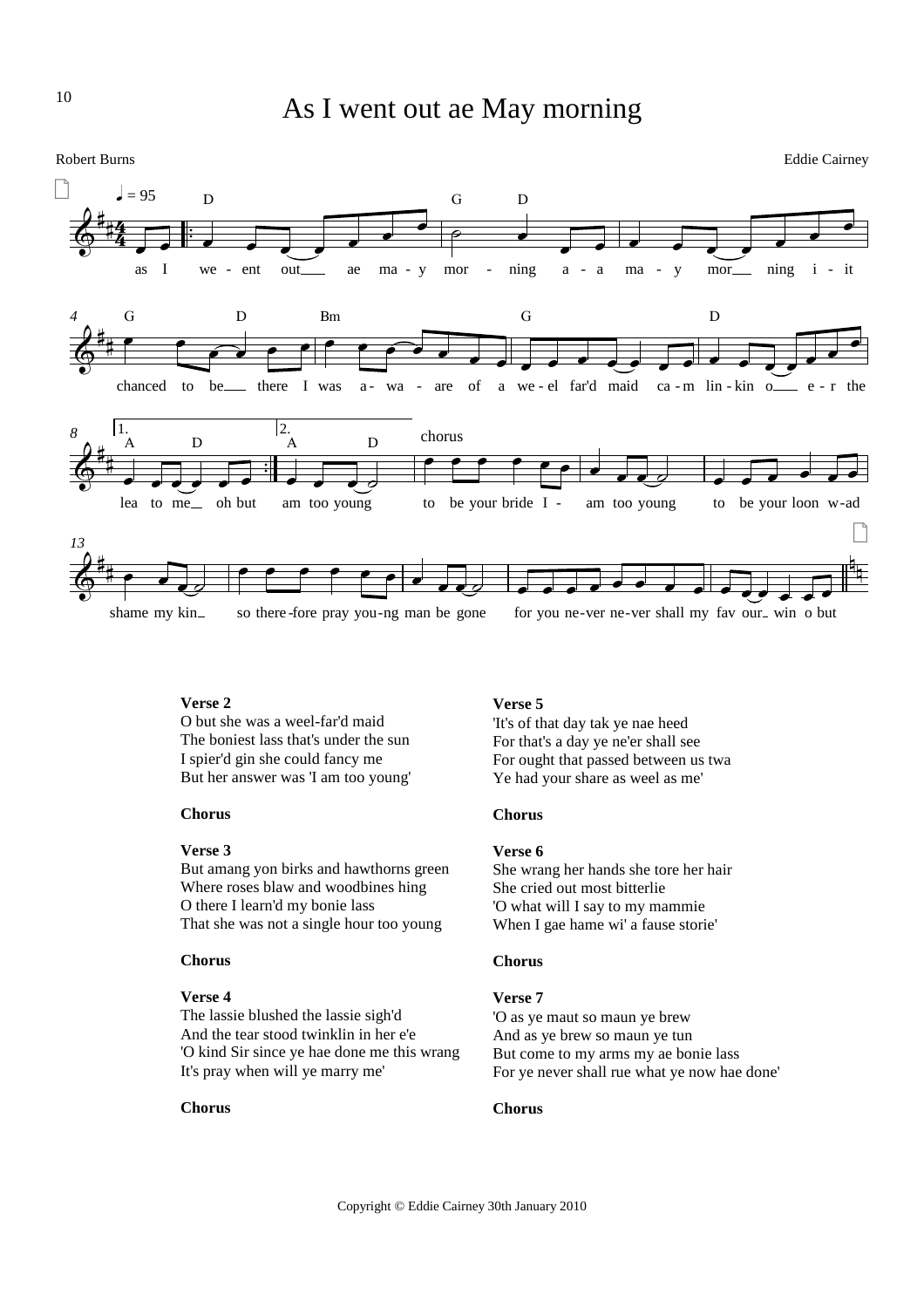# As I went out ae May morning

Robert Burns

Eddie Cairney

**Verse 2**
O but she was a weel-far'd maid
The boniest lass that's under the sun
I spier'd gin she could fancy me
But her answer was 'I am too young'

**Chorus**

**Verse 3**
But amang yon birks and hawthorns green
Where roses blaw and woodbines hing
O there I learn'd my bonie lass
That she was not a single hour too young

**Chorus**

**Verse 4**
The lassie blushed the lassie sigh'd
And the tear stood twinklin in her e'e
'O kind Sir since ye hae done me this wrang
It's pray when will ye marry me'

**Chorus**

**Verse 5**
'It's of that day tak ye nae heed
For that's a day ye ne'er shall see
For ought that passed between us twa
Ye had your share as weel as me'

**Chorus**

**Verse 6**
She wrang her hands she tore her hair
She cried out most bitterlie
'O what will I say to my mammie
When I gae hame wi' a fause storie'

**Chorus**

**Verse 7**
'O as ye maut so maun ye brew
And as ye brew so maun ye tun
But come to my arms my ae bonie lass
For ye never shall rue what ye now hae done'

**Chorus**

Copyright © Eddie Cairney 30th January 2010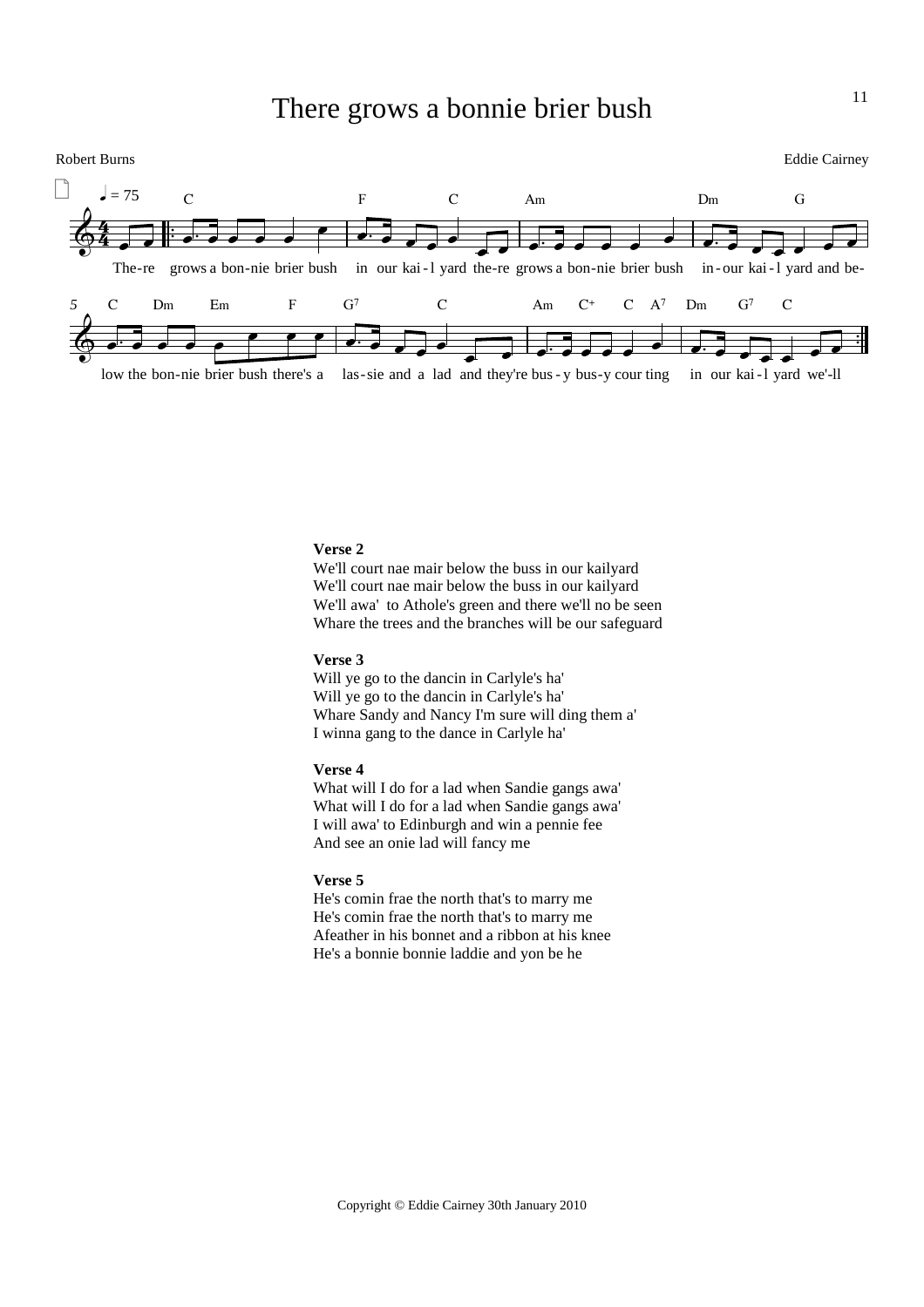# There grows a bonnie brier bush

Robert Burns

Eddie Cairney

♩ = 75

C F C Am Dm G

The-re grows a bon-nie brier bush in our kai-l yard the-re grows a bon-nie brier bush in-our kai-l yard and be-

C Dm Em F $G^7$ C Am $C^+$ C $A^7$ Dm $G^7$ C

low the bon-nie brier bush there's a las-sie and a lad and they're bus-y bus-y cour ting in our kai-l yard we'-ll

**Verse 2**

We'll court nae mair below the buss in our kailyard
We'll court nae mair below the buss in our kailyard
We'll awa' to Athole's green and there we'll no be seen
Whare the trees and the branches will be our safeguard

**Verse 3**

Will ye go to the dancin in Carlyle's ha'
Will ye go to the dancin in Carlyle's ha'
Whare Sandy and Nancy I'm sure will ding them a'
I winna gang to the dance in Carlyle ha'

**Verse 4**

What will I do for a lad when Sandie gangs awa'
What will I do for a lad when Sandie gangs awa'
I will awa' to Edinburgh and win a pennie fee
And see an onie lad will fancy me

**Verse 5**

He's comin frae the north that's to marry me
He's comin frae the north that's to marry me
Afeather in his bonnet and a ribbon at his knee
He's a bonnie bonnie laddie and yon be he

Copyright © Eddie Cairney 30th January 2010